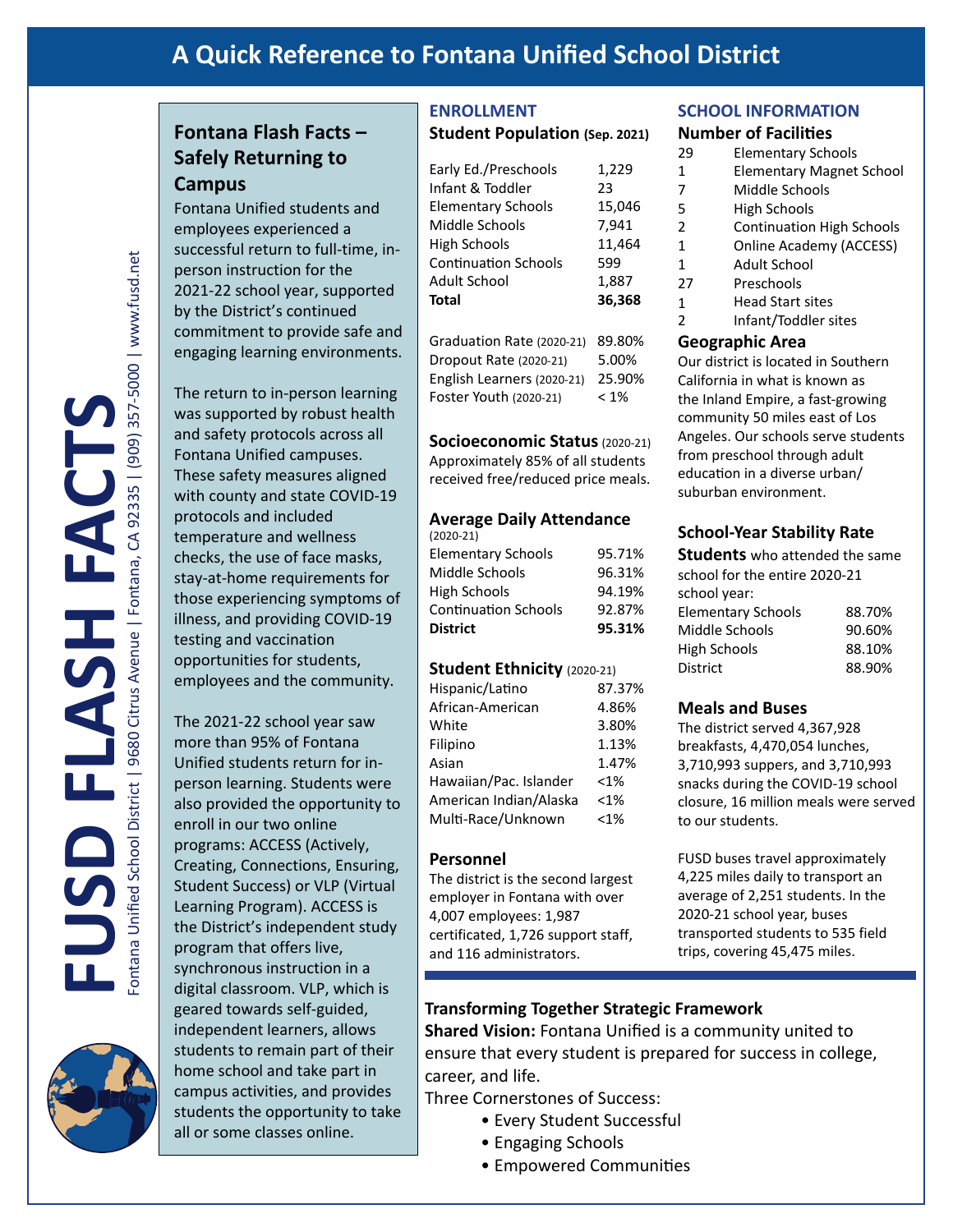# A Quick Reference to Fontana Unified School District

# FUSD FLASH FACTS

Fontana Unified School District | 9680 Citrus Avenue | Fontana, CA 92335 | (909) 357-5000 | www.fusd.net

## Fontana Flash Facts – Safely Returning to Campus

Fontana Unified students and employees experienced a successful return to full-time, in-person instruction for the 2021-22 school year, supported by the District's continued commitment to provide safe and engaging learning environments.

The return to in-person learning was supported by robust health and safety protocols across all Fontana Unified campuses. These safety measures aligned with county and state COVID-19 protocols and included temperature and wellness checks, the use of face masks, stay-at-home requirements for those experiencing symptoms of illness, and providing COVID-19 testing and vaccination opportunities for students, employees and the community.

The 2021-22 school year saw more than 95% of Fontana Unified students return for in-person learning. Students were also provided the opportunity to enroll in our two online programs: ACCESS (Actively, Creating, Connections, Ensuring, Student Success) or VLP (Virtual Learning Program). ACCESS is the District's independent study program that offers live, synchronous instruction in a digital classroom. VLP, which is geared towards self-guided, independent learners, allows students to remain part of their home school and take part in campus activities, and provides students the opportunity to take all or some classes online.

## ENROLLMENT

### Student Population (Sep. 2021)

| | |
|---|---|
| Early Ed./Preschools | 1,229 |
| Infant & Toddler | 23 |
| Elementary Schools | 15,046 |
| Middle Schools | 7,941 |
| High Schools | 11,464 |
| Continuation Schools | 599 |
| Adult School | 1,887 |
| **Total** | **36,368** |

| | |
|---|---|
| Graduation Rate (2020-21) | 89.80% |
| Dropout Rate (2020-21) | 5.00% |
| English Learners (2020-21) | 25.90% |
| Foster Youth (2020-21) | < 1% |

### Socioeconomic Status (2020-21)

Approximately 85% of all students received free/reduced price meals.

### Average Daily Attendance (2020-21)

| | |
|---|---|
| Elementary Schools | 95.71% |
| Middle Schools | 96.31% |
| High Schools | 94.19% |
| Continuation Schools | 92.87% |
| **District** | **95.31%** |

### Student Ethnicity (2020-21)

| | |
|---|---|
| Hispanic/Latino | 87.37% |
| African-American | 4.86% |
| White | 3.80% |
| Filipino | 1.13% |
| Asian | 1.47% |
| Hawaiian/Pac. Islander | <1% |
| American Indian/Alaska | <1% |
| Multi-Race/Unknown | <1% |

### Personnel

The district is the second largest employer in Fontana with over 4,007 employees: 1,987 certificated, 1,726 support staff, and 116 administrators.

## SCHOOL INFORMATION

### Number of Facilities

| | |
|---|---|
| 29 | Elementary Schools |
| 1 | Elementary Magnet School |
| 7 | Middle Schools |
| 5 | High Schools |
| 2 | Continuation High Schools |
| 1 | Online Academy (ACCESS) |
| 1 | Adult School |
| 27 | Preschools |
| 1 | Head Start sites |
| 2 | Infant/Toddler sites |

### Geographic Area

Our district is located in Southern California in what is known as the Inland Empire, a fast-growing community 50 miles east of Los Angeles. Our schools serve students from preschool through adult education in a diverse urban/suburban environment.

### School-Year Stability Rate

**Students** who attended the same school for the entire 2020-21 school year:

| | |
|---|---|
| Elementary Schools | 88.70% |
| Middle Schools | 90.60% |
| High Schools | 88.10% |
| District | 88.90% |

### Meals and Buses

The district served 4,367,928 breakfasts, 4,470,054 lunches, 3,710,993 suppers, and 3,710,993 snacks during the COVID-19 school closure, 16 million meals were served to our students.

FUSD buses travel approximately 4,225 miles daily to transport an average of 2,251 students. In the 2020-21 school year, buses transported students to 535 field trips, covering 45,475 miles.

## Transforming Together Strategic Framework

**Shared Vision:** Fontana Unified is a community united to ensure that every student is prepared for success in college, career, and life.

Three Cornerstones of Success:

- Every Student Successful
- Engaging Schools
- Empowered Communities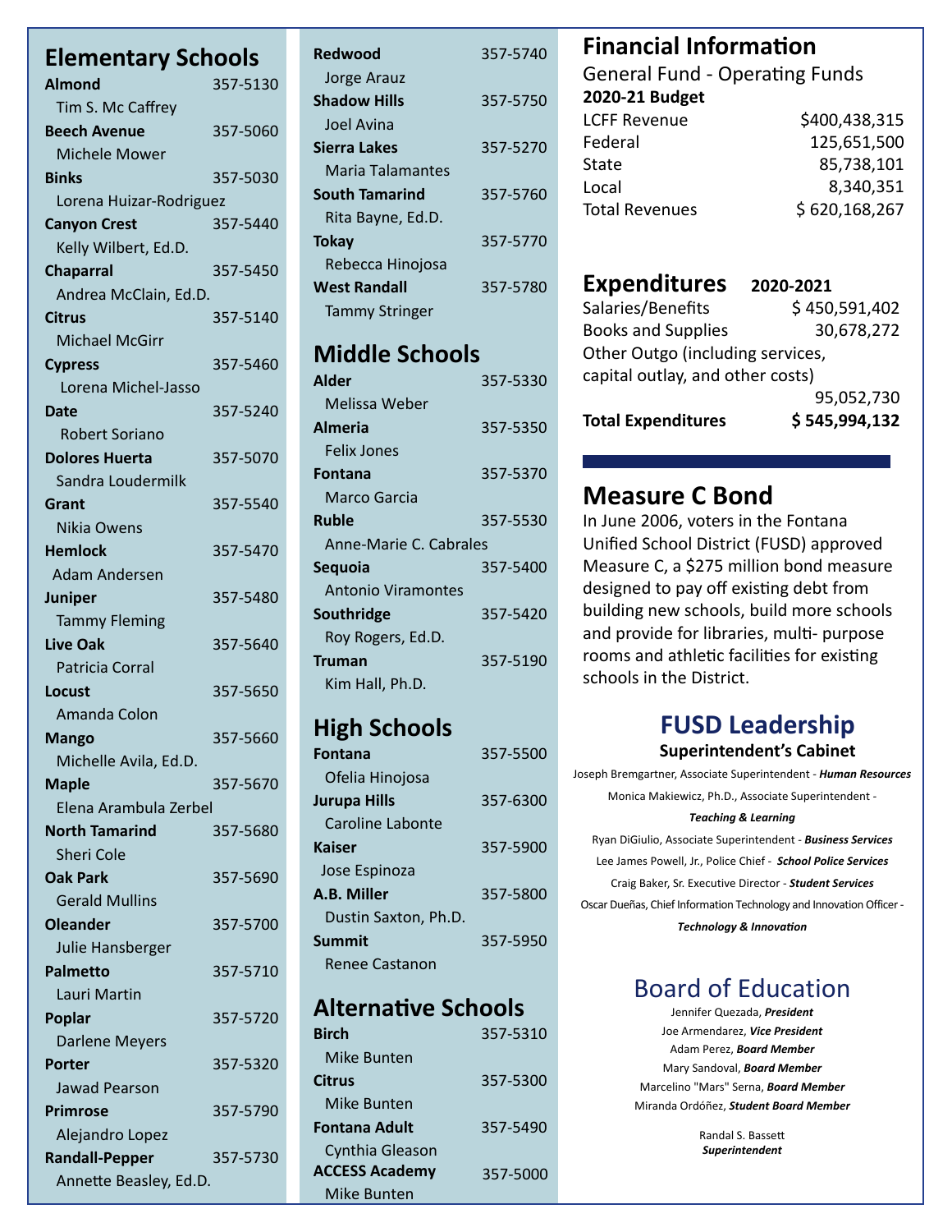## Elementary Schools

**Almond** 357-5130
Tim S. Mc Caffrey

**Beech Avenue** 357-5060
Michele Mower

**Binks** 357-5030
Lorena Huizar-Rodriguez

**Canyon Crest** 357-5440
Kelly Wilbert, Ed.D.

**Chaparral** 357-5450
Andrea McClain, Ed.D.

**Citrus** 357-5140
Michael McGirr

**Cypress** 357-5460
Lorena Michel-Jasso

**Date** 357-5240
Robert Soriano

**Dolores Huerta** 357-5070
Sandra Loudermilk

**Grant** 357-5540
Nikia Owens

**Hemlock** 357-5470
Adam Andersen

**Juniper** 357-5480
Tammy Fleming

**Live Oak** 357-5640
Patricia Corral

**Locust** 357-5650
Amanda Colon

**Mango** 357-5660
Michelle Avila, Ed.D.

**Maple** 357-5670
Elena Arambula Zerbel

**North Tamarind** 357-5680
Sheri Cole

**Oak Park** 357-5690
Gerald Mullins

**Oleander** 357-5700
Julie Hansberger

**Palmetto** 357-5710
Lauri Martin

**Poplar** 357-5720
Darlene Meyers

**Porter** 357-5320
Jawad Pearson

**Primrose** 357-5790
Alejandro Lopez

**Randall-Pepper** 357-5730
Annette Beasley, Ed.D.

**Redwood** 357-5740
Jorge Arauz

**Shadow Hills** 357-5750
Joel Avina

**Sierra Lakes** 357-5270
Maria Talamantes

**South Tamarind** 357-5760
Rita Bayne, Ed.D.

**Tokay** 357-5770
Rebecca Hinojosa

**West Randall** 357-5780
Tammy Stringer

## Middle Schools

**Alder** 357-5330
Melissa Weber

**Almeria** 357-5350
Felix Jones

**Fontana** 357-5370
Marco Garcia

**Ruble** 357-5530
Anne-Marie C. Cabrales

**Sequoia** 357-5400
Antonio Viramontes

**Southridge** 357-5420
Roy Rogers, Ed.D.

**Truman** 357-5190
Kim Hall, Ph.D.

## High Schools

**Fontana** 357-5500
Ofelia Hinojosa

**Jurupa Hills** 357-6300
Caroline Labonte

**Kaiser** 357-5900
Jose Espinoza

**A.B. Miller** 357-5800
Dustin Saxton, Ph.D.

**Summit** 357-5950
Renee Castanon

## Alternative Schools

**Birch** 357-5310
Mike Bunten

**Citrus** 357-5300
Mike Bunten

**Fontana Adult** 357-5490
Cynthia Gleason

**ACCESS Academy** 357-5000
Mike Bunten

## Financial Information

General Fund - Operating Funds

**2020-21 Budget**

| | |
|---|---|
| LCFF Revenue | $400,438,315 |
| Federal | 125,651,500 |
| State | 85,738,101 |
| Local | 8,340,351 |
| Total Revenues | $ 620,168,267 |

## Expenditures 2020-2021

| | |
|---|---|
| Salaries/Benefits | $ 450,591,402 |
| Books and Supplies | 30,678,272 |
| Other Outgo (including services, capital outlay, and other costs) | 95,052,730 |
| **Total Expenditures** | **$ 545,994,132** |

## Measure C Bond

In June 2006, voters in the Fontana Unified School District (FUSD) approved Measure C, a $275 million bond measure designed to pay off existing debt from building new schools, build more schools and provide for libraries, multi- purpose rooms and athletic facilities for existing schools in the District.

## FUSD Leadership

**Superintendent's Cabinet**

Joseph Bremgartner, Associate Superintendent - ***Human Resources***

Monica Makiewicz, Ph.D., Associate Superintendent - ***Teaching & Learning***

Ryan DiGiulio, Associate Superintendent - ***Business Services***

Lee James Powell, Jr., Police Chief - ***School Police Services***

Craig Baker, Sr. Executive Director - ***Student Services***

Oscar Dueñas, Chief Information Technology and Innovation Officer - ***Technology & Innovation***

## Board of Education

Jennifer Quezada, ***President***

Joe Armendarez, ***Vice President***

Adam Perez, ***Board Member***

Mary Sandoval, ***Board Member***

Marcelino "Mars" Serna, ***Board Member***

Miranda Ordóñez, ***Student Board Member***

Randal S. Bassett
***Superintendent***